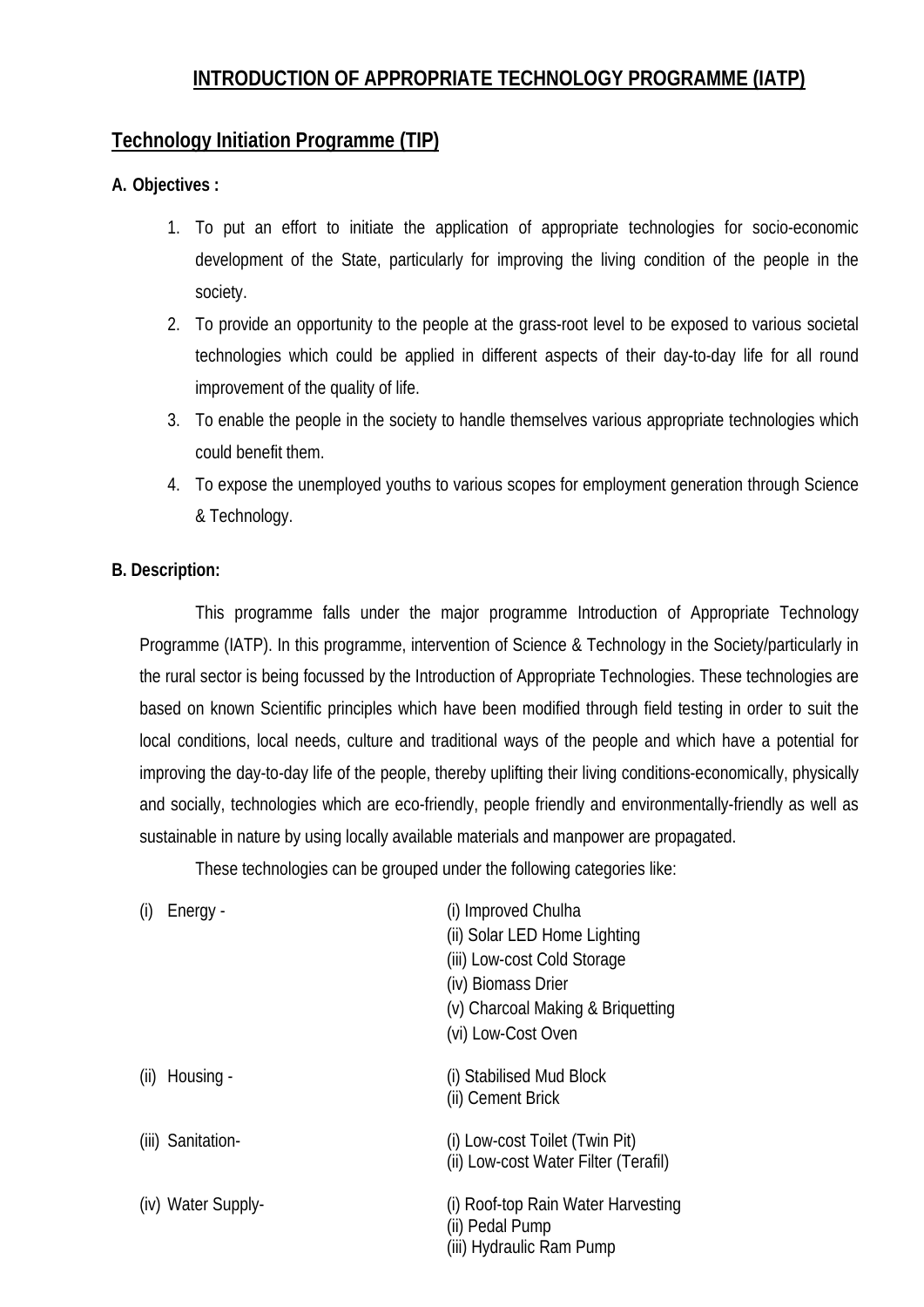# INTRODUCTION OF APPROPRIATE TECHNOLOGY PROGRAMME (IATP)

## Technology Initiation Programme (TIP)

**A. Objectives :**

1. To put an effort to initiate the application of appropriate technologies for socio-economic development of the State, particularly for improving the living condition of the people in the society.
2. To provide an opportunity to the people at the grass-root level to be exposed to various societal technologies which could be applied in different aspects of their day-to-day life for all round improvement of the quality of life.
3. To enable the people in the society to handle themselves various appropriate technologies which could benefit them.
4. To expose the unemployed youths to various scopes for employment generation through Science & Technology.

**B. Description:**

This programme falls under the major programme Introduction of Appropriate Technology Programme (IATP). In this programme, intervention of Science & Technology in the Society/particularly in the rural sector is being focussed by the Introduction of Appropriate Technologies. These technologies are based on known Scientific principles which have been modified through field testing in order to suit the local conditions, local needs, culture and traditional ways of the people and which have a potential for improving the day-to-day life of the people, thereby uplifting their living conditions-economically, physically and socially, technologies which are eco-friendly, people friendly and environmentally-friendly as well as sustainable in nature by using locally available materials and manpower are propagated.

These technologies can be grouped under the following categories like:

(i) Energy -
- (i) Improved Chulha
- (ii) Solar LED Home Lighting
- (iii) Low-cost Cold Storage
- (iv) Biomass Drier
- (v) Charcoal Making & Briquetting
- (vi) Low-Cost Oven

(ii) Housing -
- (i) Stabilised Mud Block
- (ii) Cement Brick

(iii) Sanitation-
- (i) Low-cost Toilet (Twin Pit)
- (ii) Low-cost Water Filter (Terafil)

(iv) Water Supply-
- (i) Roof-top Rain Water Harvesting
- (ii) Pedal Pump
- (iii) Hydraulic Ram Pump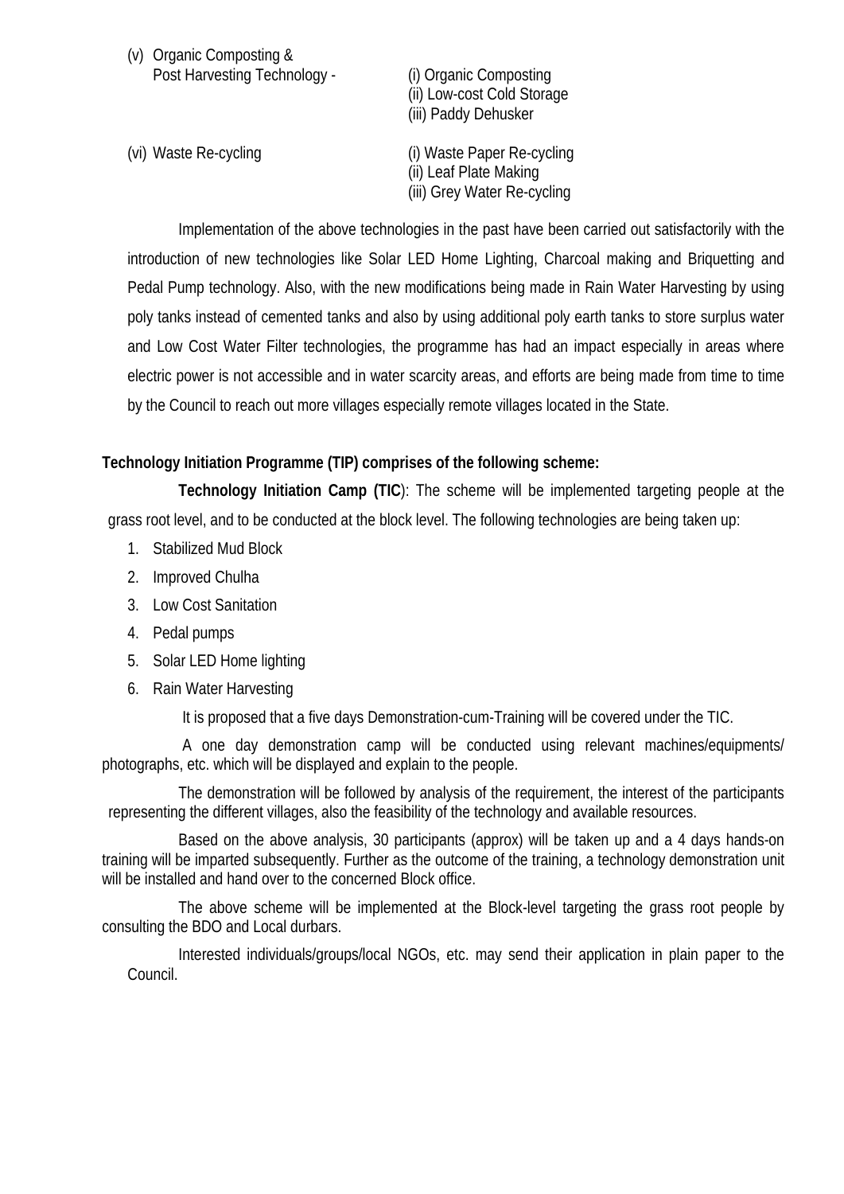(v) Organic Composting & Post Harvesting Technology -
- (i) Organic Composting
- (ii) Low-cost Cold Storage
- (iii) Paddy Dehusker

(vi) Waste Re-cycling
- (i) Waste Paper Re-cycling
- (ii) Leaf Plate Making
- (iii) Grey Water Re-cycling

Implementation of the above technologies in the past have been carried out satisfactorily with the introduction of new technologies like Solar LED Home Lighting, Charcoal making and Briquetting and Pedal Pump technology. Also, with the new modifications being made in Rain Water Harvesting by using poly tanks instead of cemented tanks and also by using additional poly earth tanks to store surplus water and Low Cost Water Filter technologies, the programme has had an impact especially in areas where electric power is not accessible and in water scarcity areas, and efforts are being made from time to time by the Council to reach out more villages especially remote villages located in the State.

**Technology Initiation Programme (TIP) comprises of the following scheme:**

**Technology Initiation Camp (TIC**): The scheme will be implemented targeting people at the grass root level, and to be conducted at the block level. The following technologies are being taken up:

1. Stabilized Mud Block
2. Improved Chulha
3. Low Cost Sanitation
4. Pedal pumps
5. Solar LED Home lighting
6. Rain Water Harvesting

It is proposed that a five days Demonstration-cum-Training will be covered under the TIC.

A one day demonstration camp will be conducted using relevant machines/equipments/ photographs, etc. which will be displayed and explain to the people.

The demonstration will be followed by analysis of the requirement, the interest of the participants representing the different villages, also the feasibility of the technology and available resources.

Based on the above analysis, 30 participants (approx) will be taken up and a 4 days hands-on training will be imparted subsequently. Further as the outcome of the training, a technology demonstration unit will be installed and hand over to the concerned Block office.

The above scheme will be implemented at the Block-level targeting the grass root people by consulting the BDO and Local durbars.

Interested individuals/groups/local NGOs, etc. may send their application in plain paper to the Council.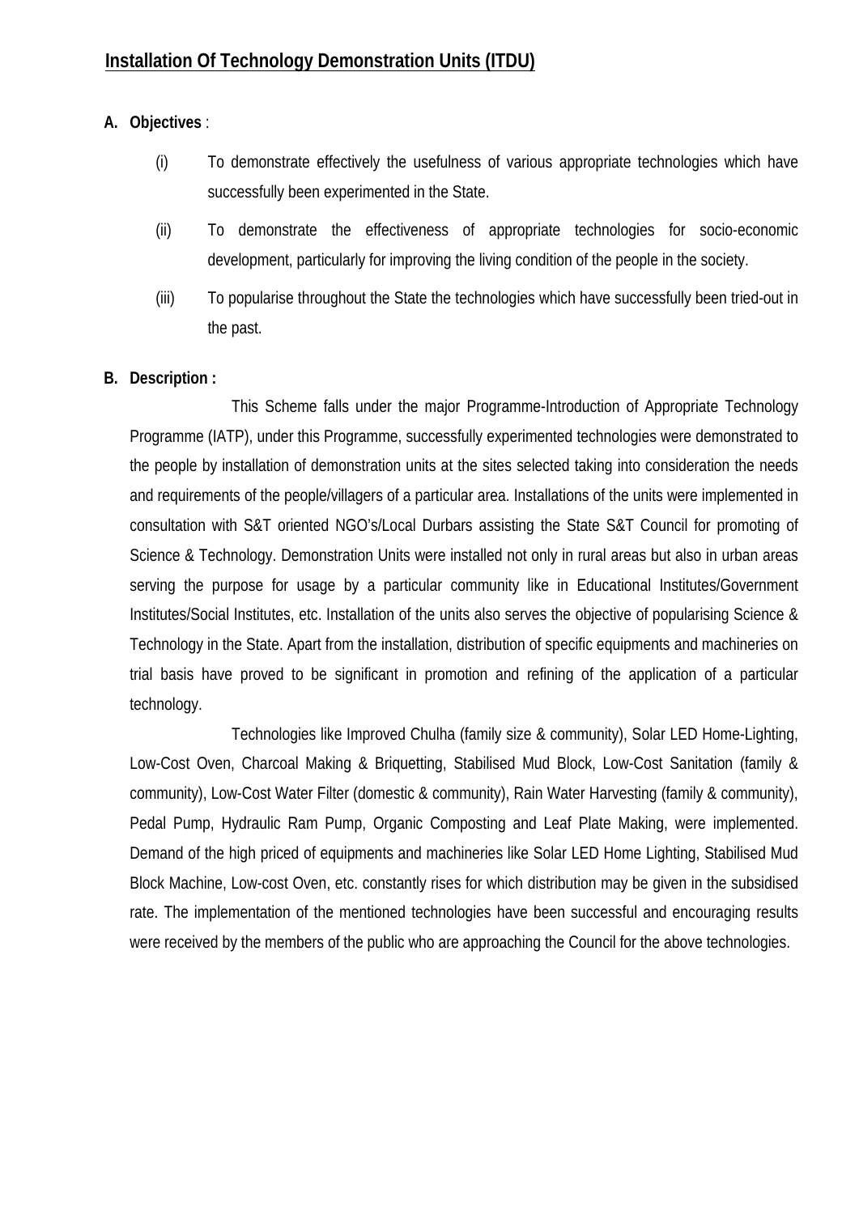## Installation Of Technology Demonstration Units (ITDU)

**A. Objectives** :

(i) To demonstrate effectively the usefulness of various appropriate technologies which have successfully been experimented in the State.

(ii) To demonstrate the effectiveness of appropriate technologies for socio-economic development, particularly for improving the living condition of the people in the society.

(iii) To popularise throughout the State the technologies which have successfully been tried-out in the past.

**B. Description :**

This Scheme falls under the major Programme-Introduction of Appropriate Technology Programme (IATP), under this Programme, successfully experimented technologies were demonstrated to the people by installation of demonstration units at the sites selected taking into consideration the needs and requirements of the people/villagers of a particular area. Installations of the units were implemented in consultation with S&T oriented NGO's/Local Durbars assisting the State S&T Council for promoting of Science & Technology. Demonstration Units were installed not only in rural areas but also in urban areas serving the purpose for usage by a particular community like in Educational Institutes/Government Institutes/Social Institutes, etc. Installation of the units also serves the objective of popularising Science & Technology in the State. Apart from the installation, distribution of specific equipments and machineries on trial basis have proved to be significant in promotion and refining of the application of a particular technology.

Technologies like Improved Chulha (family size & community), Solar LED Home-Lighting, Low-Cost Oven, Charcoal Making & Briquetting, Stabilised Mud Block, Low-Cost Sanitation (family & community), Low-Cost Water Filter (domestic & community), Rain Water Harvesting (family & community), Pedal Pump, Hydraulic Ram Pump, Organic Composting and Leaf Plate Making, were implemented. Demand of the high priced of equipments and machineries like Solar LED Home Lighting, Stabilised Mud Block Machine, Low-cost Oven, etc. constantly rises for which distribution may be given in the subsidised rate. The implementation of the mentioned technologies have been successful and encouraging results were received by the members of the public who are approaching the Council for the above technologies.